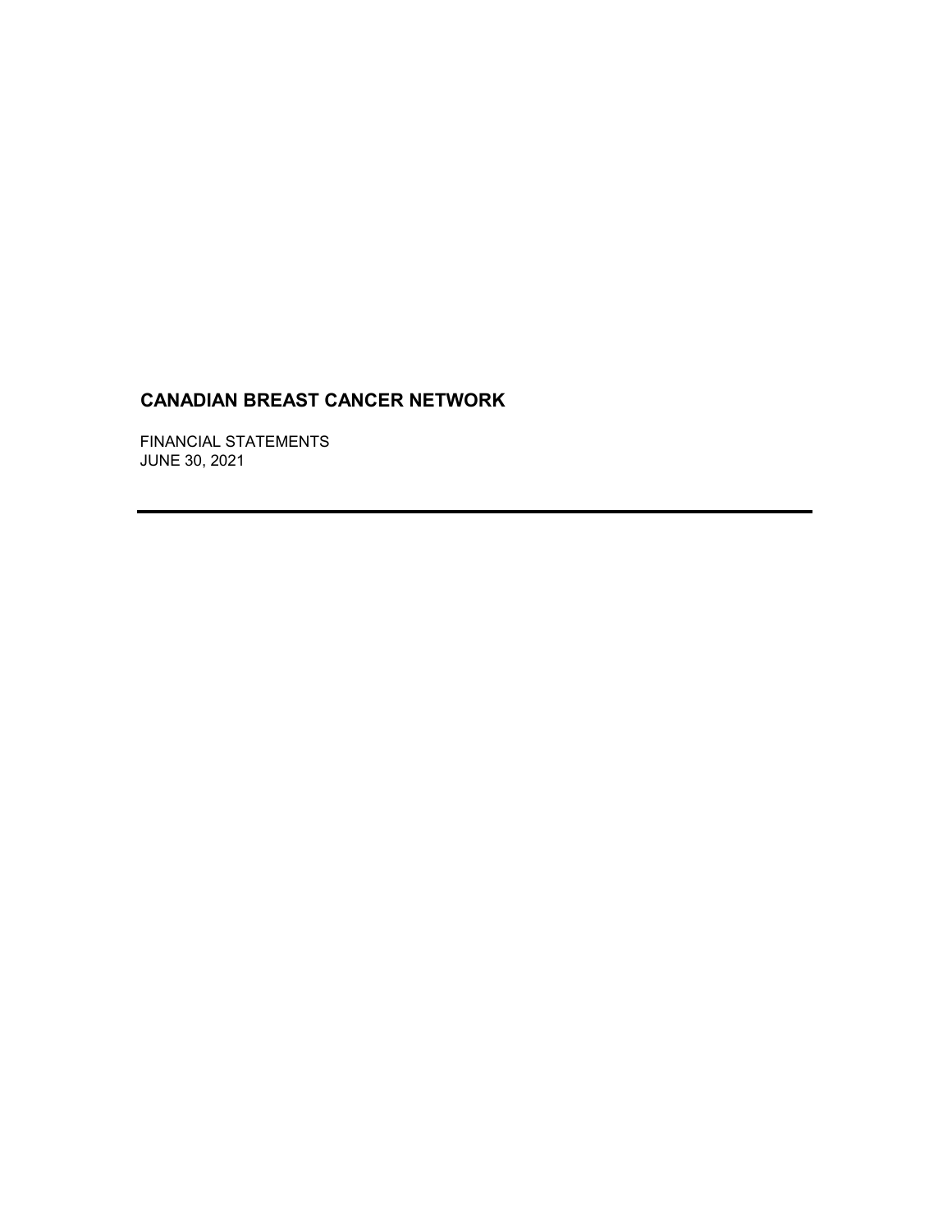# CANADIAN BREAST CANCER NETWORK

FINANCIAL STATEMENTS
JUNE 30, 2021

---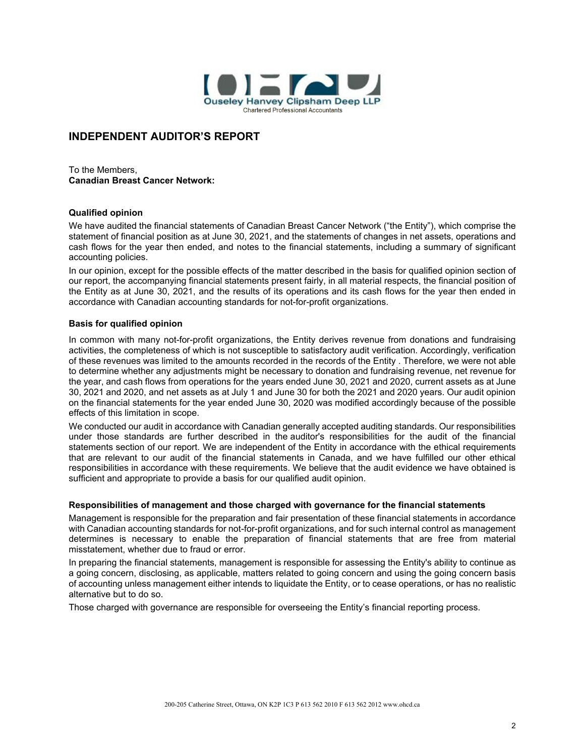Ouseley Hanvey Clipsham Deep LLP
Chartered Professional Accountants

# INDEPENDENT AUDITOR'S REPORT

To the Members,
**Canadian Breast Cancer Network:**

### Qualified opinion

We have audited the financial statements of Canadian Breast Cancer Network ("the Entity"), which comprise the statement of financial position as at June 30, 2021, and the statements of changes in net assets, operations and cash flows for the year then ended, and notes to the financial statements, including a summary of significant accounting policies.

In our opinion, except for the possible effects of the matter described in the basis for qualified opinion section of our report, the accompanying financial statements present fairly, in all material respects, the financial position of the Entity as at June 30, 2021, and the results of its operations and its cash flows for the year then ended in accordance with Canadian accounting standards for not-for-profit organizations.

### Basis for qualified opinion

In common with many not-for-profit organizations, the Entity derives revenue from donations and fundraising activities, the completeness of which is not susceptible to satisfactory audit verification. Accordingly, verification of these revenues was limited to the amounts recorded in the records of the Entity . Therefore, we were not able to determine whether any adjustments might be necessary to donation and fundraising revenue, net revenue for the year, and cash flows from operations for the years ended June 30, 2021 and 2020, current assets as at June 30, 2021 and 2020, and net assets as at July 1 and June 30 for both the 2021 and 2020 years. Our audit opinion on the financial statements for the year ended June 30, 2020 was modified accordingly because of the possible effects of this limitation in scope.

We conducted our audit in accordance with Canadian generally accepted auditing standards. Our responsibilities under those standards are further described in the auditor's responsibilities for the audit of the financial statements section of our report. We are independent of the Entity in accordance with the ethical requirements that are relevant to our audit of the financial statements in Canada, and we have fulfilled our other ethical responsibilities in accordance with these requirements. We believe that the audit evidence we have obtained is sufficient and appropriate to provide a basis for our qualified audit opinion.

### Responsibilities of management and those charged with governance for the financial statements

Management is responsible for the preparation and fair presentation of these financial statements in accordance with Canadian accounting standards for not-for-profit organizations, and for such internal control as management determines is necessary to enable the preparation of financial statements that are free from material misstatement, whether due to fraud or error.

In preparing the financial statements, management is responsible for assessing the Entity's ability to continue as a going concern, disclosing, as applicable, matters related to going concern and using the going concern basis of accounting unless management either intends to liquidate the Entity, or to cease operations, or has no realistic alternative but to do so.

Those charged with governance are responsible for overseeing the Entity's financial reporting process.

200-205 Catherine Street, Ottawa, ON K2P 1C3 P 613 562 2010 F 613 562 2012 www.ohcd.ca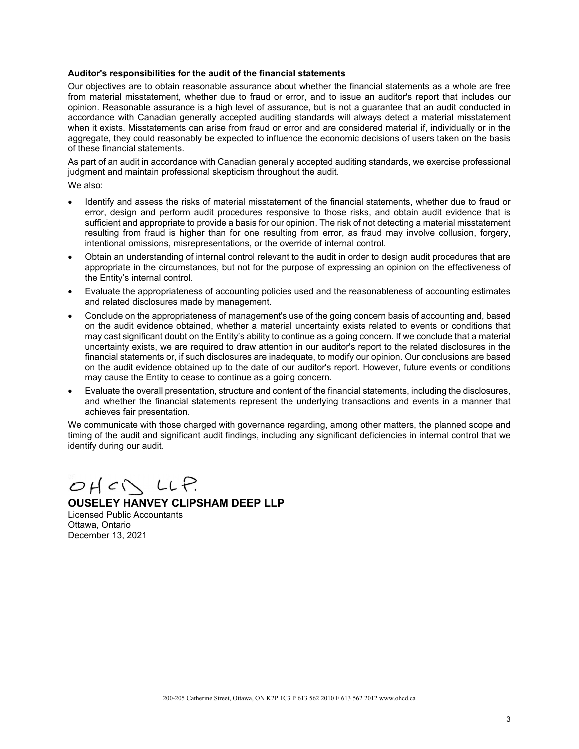**Auditor's responsibilities for the audit of the financial statements**

Our objectives are to obtain reasonable assurance about whether the financial statements as a whole are free from material misstatement, whether due to fraud or error, and to issue an auditor's report that includes our opinion. Reasonable assurance is a high level of assurance, but is not a guarantee that an audit conducted in accordance with Canadian generally accepted auditing standards will always detect a material misstatement when it exists. Misstatements can arise from fraud or error and are considered material if, individually or in the aggregate, they could reasonably be expected to influence the economic decisions of users taken on the basis of these financial statements.

As part of an audit in accordance with Canadian generally accepted auditing standards, we exercise professional judgment and maintain professional skepticism throughout the audit.

We also:

- Identify and assess the risks of material misstatement of the financial statements, whether due to fraud or error, design and perform audit procedures responsive to those risks, and obtain audit evidence that is sufficient and appropriate to provide a basis for our opinion. The risk of not detecting a material misstatement resulting from fraud is higher than for one resulting from error, as fraud may involve collusion, forgery, intentional omissions, misrepresentations, or the override of internal control.
- Obtain an understanding of internal control relevant to the audit in order to design audit procedures that are appropriate in the circumstances, but not for the purpose of expressing an opinion on the effectiveness of the Entity's internal control.
- Evaluate the appropriateness of accounting policies used and the reasonableness of accounting estimates and related disclosures made by management.
- Conclude on the appropriateness of management's use of the going concern basis of accounting and, based on the audit evidence obtained, whether a material uncertainty exists related to events or conditions that may cast significant doubt on the Entity's ability to continue as a going concern. If we conclude that a material uncertainty exists, we are required to draw attention in our auditor's report to the related disclosures in the financial statements or, if such disclosures are inadequate, to modify our opinion. Our conclusions are based on the audit evidence obtained up to the date of our auditor's report. However, future events or conditions may cause the Entity to cease to continue as a going concern.
- Evaluate the overall presentation, structure and content of the financial statements, including the disclosures, and whether the financial statements represent the underlying transactions and events in a manner that achieves fair presentation.

We communicate with those charged with governance regarding, among other matters, the planned scope and timing of the audit and significant audit findings, including any significant deficiencies in internal control that we identify during our audit.

OHCD LLP.

**OUSELEY HANVEY CLIPSHAM DEEP LLP**
Licensed Public Accountants
Ottawa, Ontario
December 13, 2021

200-205 Catherine Street, Ottawa, ON K2P 1C3 P 613 562 2010 F 613 562 2012 www.ohcd.ca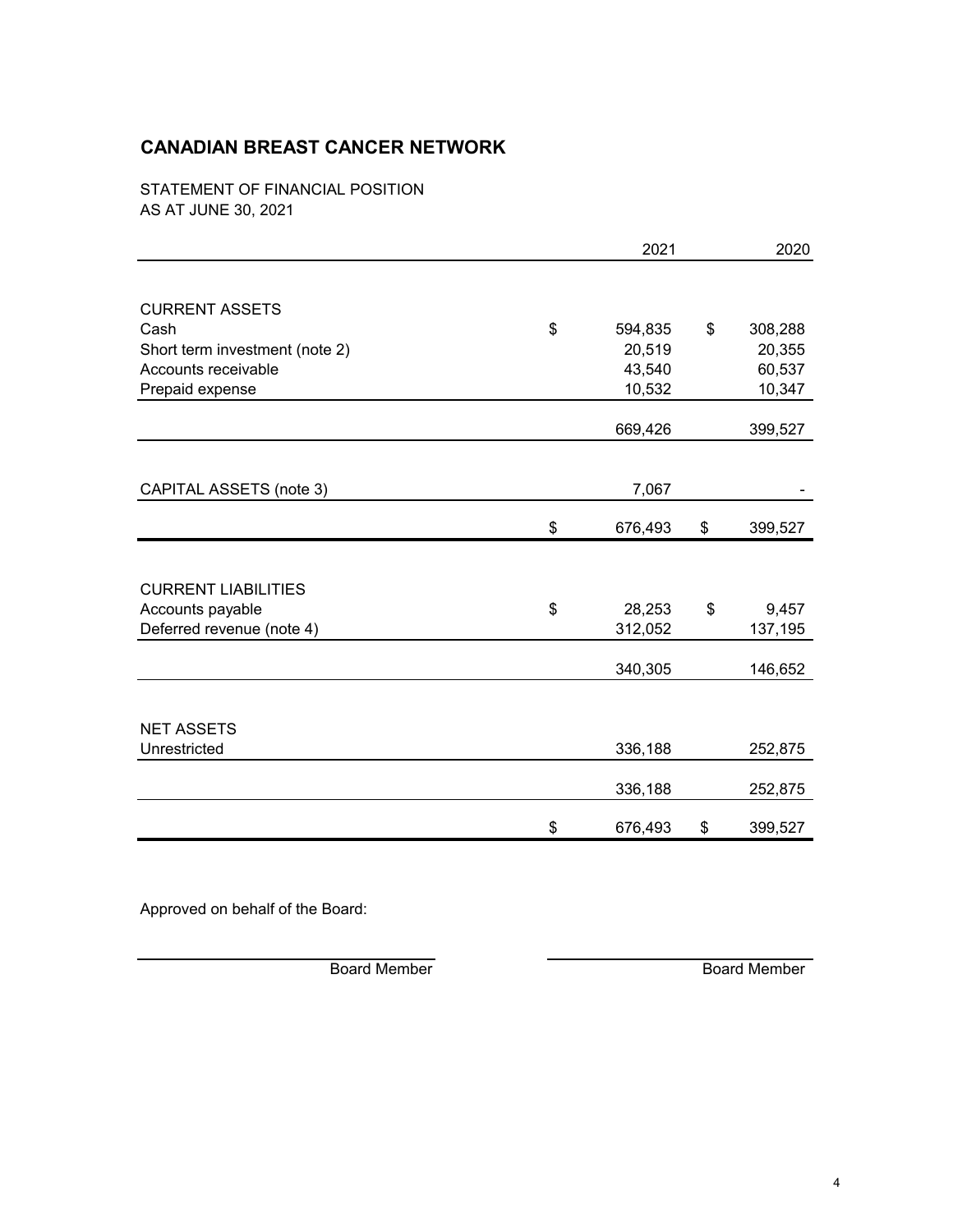# CANADIAN BREAST CANCER NETWORK

STATEMENT OF FINANCIAL POSITION
AS AT JUNE 30, 2021

| | 2021 | 2020 |
|---|---|---|
| **CURRENT ASSETS** | | |
| Cash | $ 594,835 | $ 308,288 |
| Short term investment (note 2) | 20,519 | 20,355 |
| Accounts receivable | 43,540 | 60,537 |
| Prepaid expense | 10,532 | 10,347 |
| | 669,426 | 399,527 |
| CAPITAL ASSETS (note 3) | 7,067 | - |
| | $ 676,493 | $ 399,527 |
| **CURRENT LIABILITIES** | | |
| Accounts payable | $ 28,253 | $ 9,457 |
| Deferred revenue (note 4) | 312,052 | 137,195 |
| | 340,305 | 146,652 |
| **NET ASSETS** | | |
| Unrestricted | 336,188 | 252,875 |
| | 336,188 | 252,875 |
| | $ 676,493 | $ 399,527 |

Approved on behalf of the Board:

Board Member

Board Member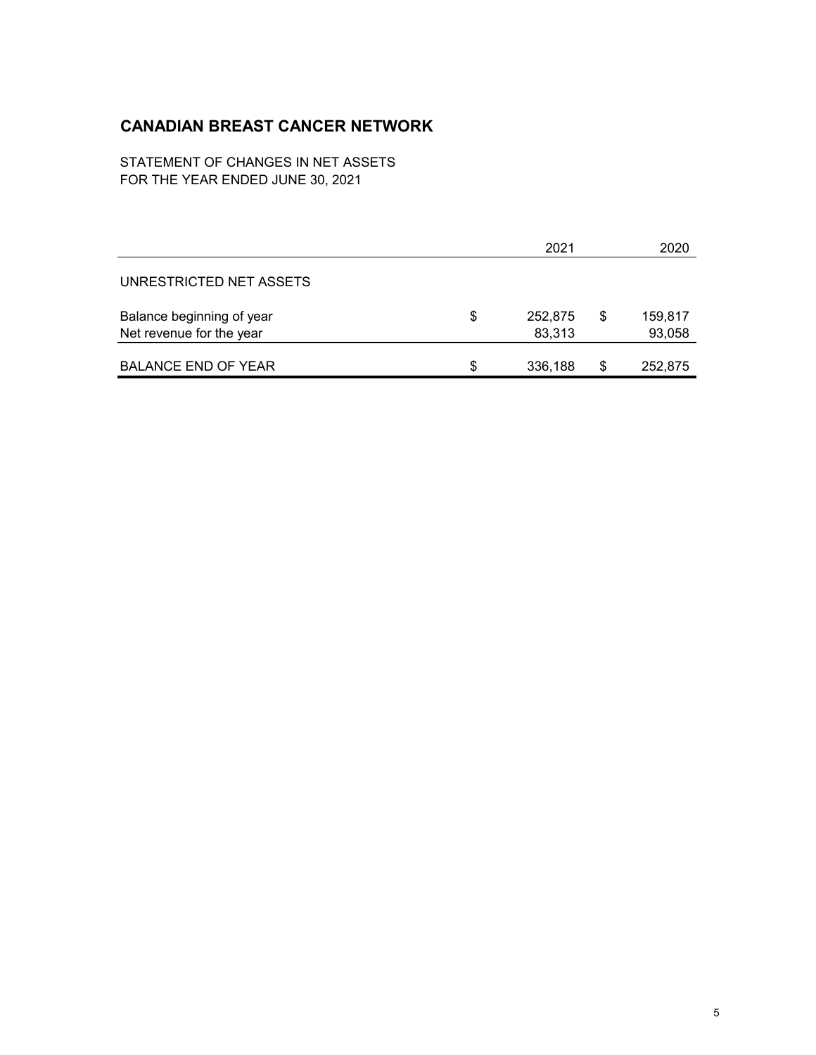# CANADIAN BREAST CANCER NETWORK

STATEMENT OF CHANGES IN NET ASSETS
FOR THE YEAR ENDED JUNE 30, 2021

| | 2021 | 2020 |
|---|---|---|
| UNRESTRICTED NET ASSETS | | |
| Balance beginning of year | $ 252,875 | $ 159,817 |
| Net revenue for the year | 83,313 | 93,058 |
| BALANCE END OF YEAR | $ 336,188 | $ 252,875 |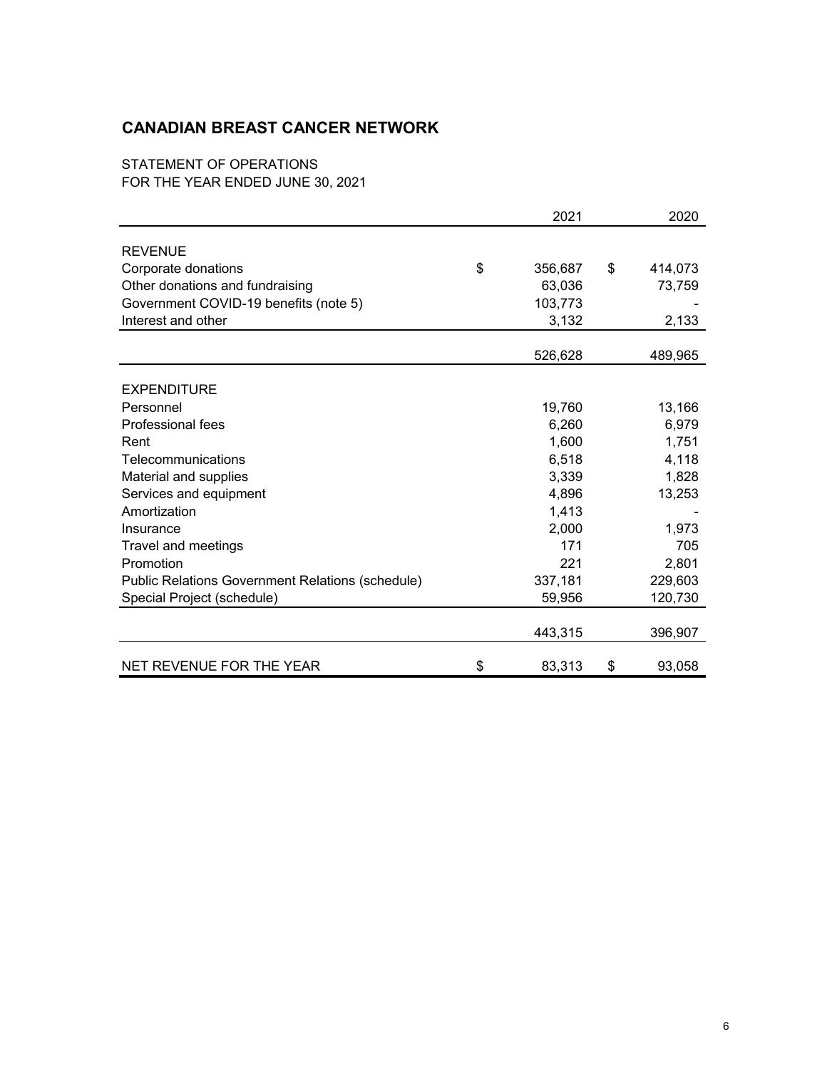# CANADIAN BREAST CANCER NETWORK

STATEMENT OF OPERATIONS
FOR THE YEAR ENDED JUNE 30, 2021

| | 2021 | 2020 |
|---|---|---|
| **REVENUE** | | |
| Corporate donations | $ 356,687 | $ 414,073 |
| Other donations and fundraising | 63,036 | 73,759 |
| Government COVID-19 benefits (note 5) | 103,773 | - |
| Interest and other | 3,132 | 2,133 |
| | 526,628 | 489,965 |
| **EXPENDITURE** | | |
| Personnel | 19,760 | 13,166 |
| Professional fees | 6,260 | 6,979 |
| Rent | 1,600 | 1,751 |
| Telecommunications | 6,518 | 4,118 |
| Material and supplies | 3,339 | 1,828 |
| Services and equipment | 4,896 | 13,253 |
| Amortization | 1,413 | - |
| Insurance | 2,000 | 1,973 |
| Travel and meetings | 171 | 705 |
| Promotion | 221 | 2,801 |
| Public Relations Government Relations (schedule) | 337,181 | 229,603 |
| Special Project (schedule) | 59,956 | 120,730 |
| | 443,315 | 396,907 |
| NET REVENUE FOR THE YEAR | $ 83,313 | $ 93,058 |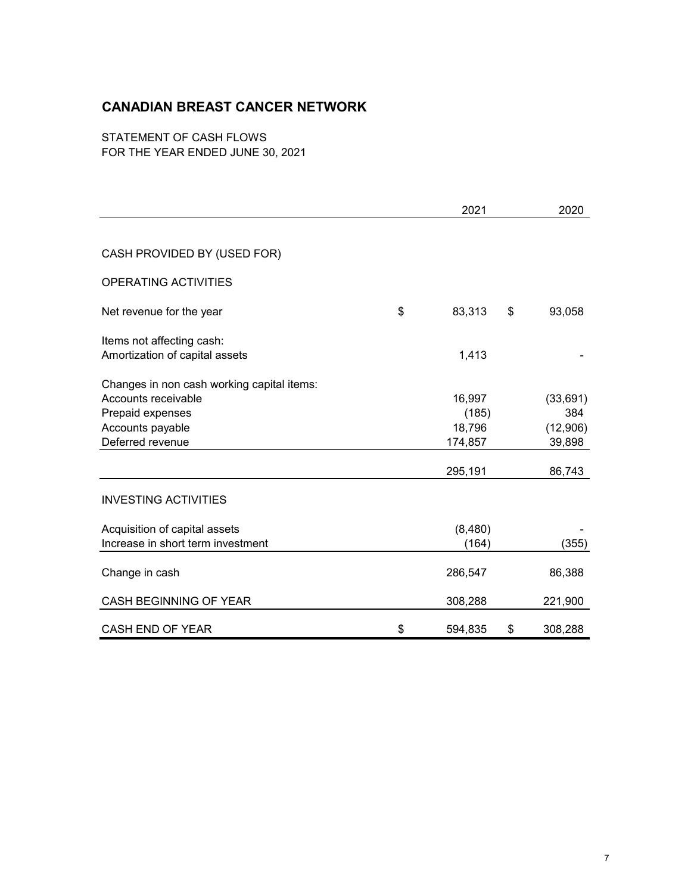# CANADIAN BREAST CANCER NETWORK

STATEMENT OF CASH FLOWS
FOR THE YEAR ENDED JUNE 30, 2021

| | 2021 | 2020 |
|---|---|---|
| CASH PROVIDED BY (USED FOR) | | |
| OPERATING ACTIVITIES | | |
| Net revenue for the year | $ 83,313 | $ 93,058 |
| Items not affecting cash: | | |
| Amortization of capital assets | 1,413 | - |
| Changes in non cash working capital items: | | |
| Accounts receivable | 16,997 | (33,691) |
| Prepaid expenses | (185) | 384 |
| Accounts payable | 18,796 | (12,906) |
| Deferred revenue | 174,857 | 39,898 |
| | 295,191 | 86,743 |
| INVESTING ACTIVITIES | | |
| Acquisition of capital assets | (8,480) | - |
| Increase in short term investment | (164) | (355) |
| Change in cash | 286,547 | 86,388 |
| CASH BEGINNING OF YEAR | 308,288 | 221,900 |
| CASH END OF YEAR | $ 594,835 | $ 308,288 |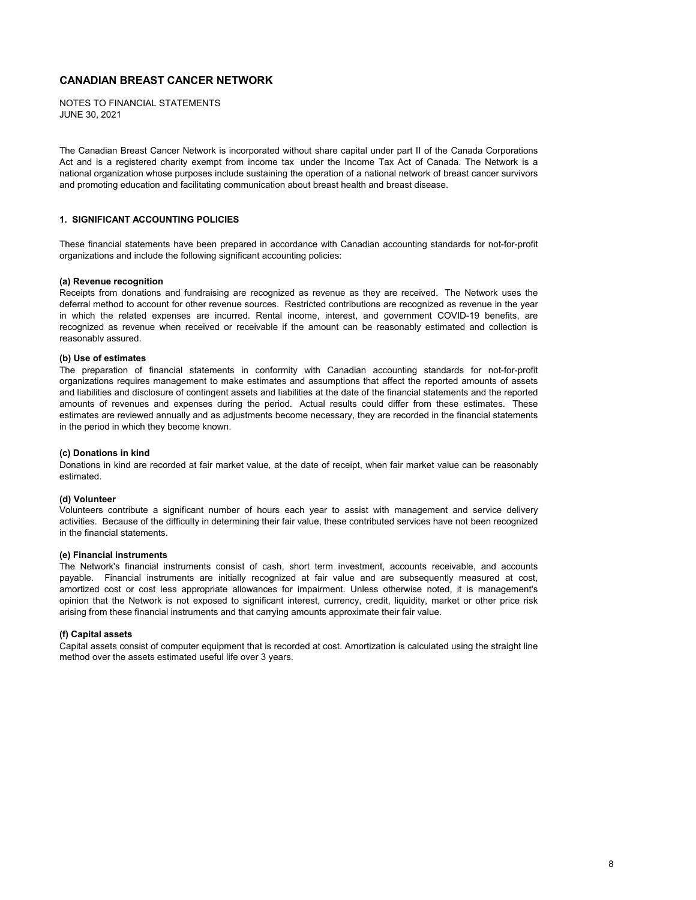# CANADIAN BREAST CANCER NETWORK

NOTES TO FINANCIAL STATEMENTS
JUNE 30, 2021

The Canadian Breast Cancer Network is incorporated without share capital under part II of the Canada Corporations Act and is a registered charity exempt from income tax under the Income Tax Act of Canada. The Network is a national organization whose purposes include sustaining the operation of a national network of breast cancer survivors and promoting education and facilitating communication about breast health and breast disease.

## 1. SIGNIFICANT ACCOUNTING POLICIES

These financial statements have been prepared in accordance with Canadian accounting standards for not-for-profit organizations and include the following significant accounting policies:

### (a) Revenue recognition

Receipts from donations and fundraising are recognized as revenue as they are received. The Network uses the deferral method to account for other revenue sources. Restricted contributions are recognized as revenue in the year in which the related expenses are incurred. Rental income, interest, and government COVID-19 benefits, are recognized as revenue when received or receivable if the amount can be reasonably estimated and collection is reasonably assured.

### (b) Use of estimates

The preparation of financial statements in conformity with Canadian accounting standards for not-for-profit organizations requires management to make estimates and assumptions that affect the reported amounts of assets and liabilities and disclosure of contingent assets and liabilities at the date of the financial statements and the reported amounts of revenues and expenses during the period. Actual results could differ from these estimates. These estimates are reviewed annually and as adjustments become necessary, they are recorded in the financial statements in the period in which they become known.

### (c) Donations in kind

Donations in kind are recorded at fair market value, at the date of receipt, when fair market value can be reasonably estimated.

### (d) Volunteer

Volunteers contribute a significant number of hours each year to assist with management and service delivery activities. Because of the difficulty in determining their fair value, these contributed services have not been recognized in the financial statements.

### (e) Financial instruments

The Network's financial instruments consist of cash, short term investment, accounts receivable, and accounts payable. Financial instruments are initially recognized at fair value and are subsequently measured at cost, amortized cost or cost less appropriate allowances for impairment. Unless otherwise noted, it is management's opinion that the Network is not exposed to significant interest, currency, credit, liquidity, market or other price risk arising from these financial instruments and that carrying amounts approximate their fair value.

### (f) Capital assets

Capital assets consist of computer equipment that is recorded at cost. Amortization is calculated using the straight line method over the assets estimated useful life over 3 years.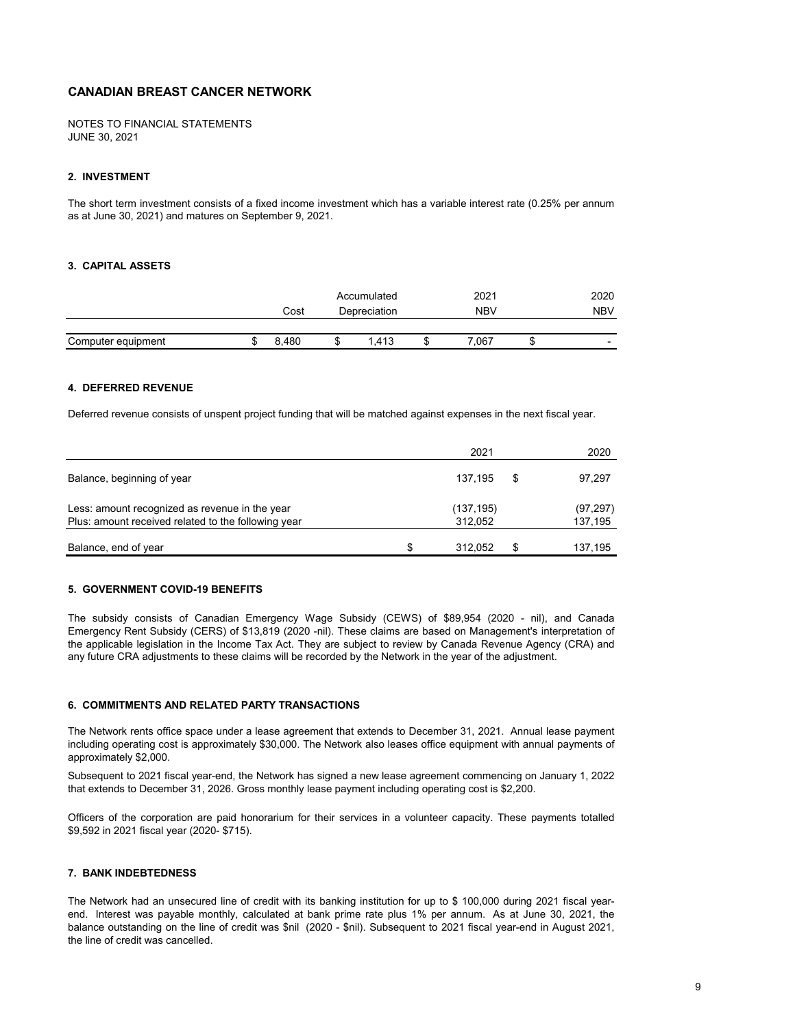# CANADIAN BREAST CANCER NETWORK

NOTES TO FINANCIAL STATEMENTS
JUNE 30, 2021

### 2. INVESTMENT

The short term investment consists of a fixed income investment which has a variable interest rate (0.25% per annum as at June 30, 2021) and matures on September 9, 2021.

### 3. CAPITAL ASSETS

| | Cost | Accumulated Depreciation | 2021 NBV | 2020 NBV |
|---|---|---|---|---|
| Computer equipment | $ 8,480 | $ 1,413 | $ 7,067 | $ - |

### 4. DEFERRED REVENUE

Deferred revenue consists of unspent project funding that will be matched against expenses in the next fiscal year.

| | 2021 | 2020 |
|---|---|---|
| Balance, beginning of year | 137,195 | $ 97,297 |
| Less: amount recognized as revenue in the year | (137,195) | (97,297) |
| Plus: amount received related to the following year | 312,052 | 137,195 |
| Balance, end of year | $ 312,052 | $ 137,195 |

### 5. GOVERNMENT COVID-19 BENEFITS

The subsidy consists of Canadian Emergency Wage Subsidy (CEWS) of $89,954 (2020 - nil), and Canada Emergency Rent Subsidy (CERS) of $13,819 (2020 -nil). These claims are based on Management's interpretation of the applicable legislation in the Income Tax Act. They are subject to review by Canada Revenue Agency (CRA) and any future CRA adjustments to these claims will be recorded by the Network in the year of the adjustment.

### 6. COMMITMENTS AND RELATED PARTY TRANSACTIONS

The Network rents office space under a lease agreement that extends to December 31, 2021. Annual lease payment including operating cost is approximately $30,000. The Network also leases office equipment with annual payments of approximately $2,000.

Subsequent to 2021 fiscal year-end, the Network has signed a new lease agreement commencing on January 1, 2022 that extends to December 31, 2026. Gross monthly lease payment including operating cost is $2,200.

Officers of the corporation are paid honorarium for their services in a volunteer capacity. These payments totalled $9,592 in 2021 fiscal year (2020- $715).

### 7. BANK INDEBTEDNESS

The Network had an unsecured line of credit with its banking institution for up to $ 100,000 during 2021 fiscal year-end. Interest was payable monthly, calculated at bank prime rate plus 1% per annum. As at June 30, 2021, the balance outstanding on the line of credit was $nil (2020 - $nil). Subsequent to 2021 fiscal year-end in August 2021, the line of credit was cancelled.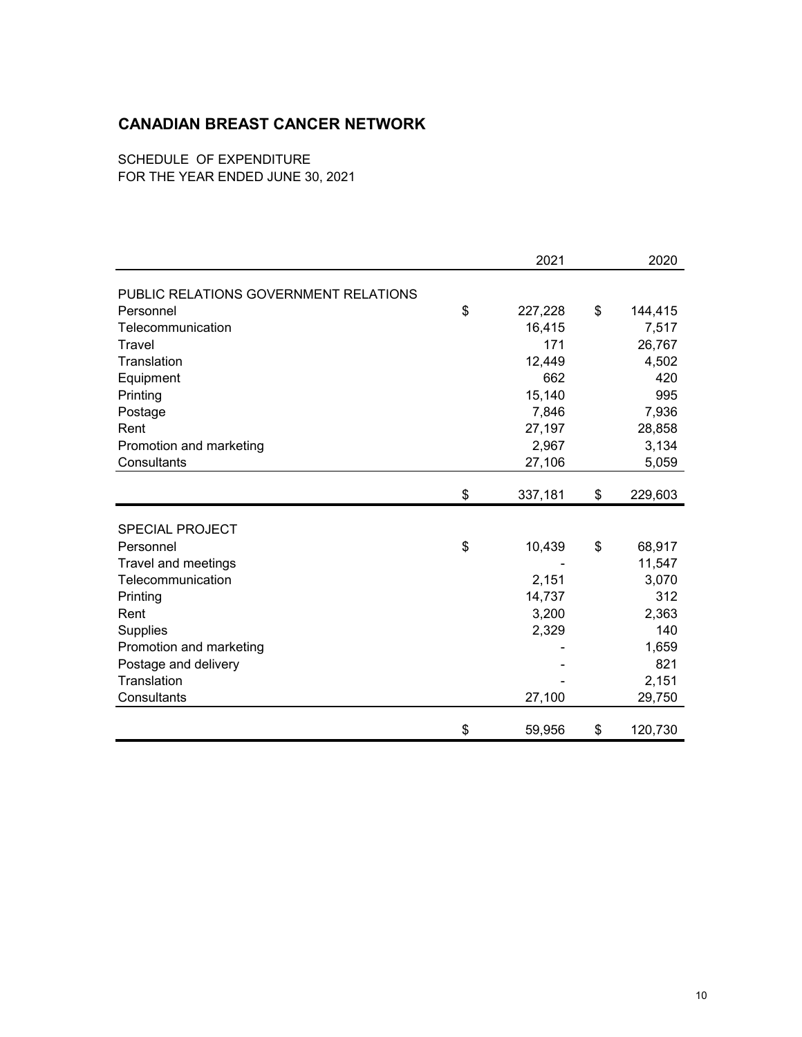## CANADIAN BREAST CANCER NETWORK

SCHEDULE OF EXPENDITURE
FOR THE YEAR ENDED JUNE 30, 2021

| | 2021 | 2020 |
|---|---|---|
| PUBLIC RELATIONS GOVERNMENT RELATIONS | | |
| Personnel | $ 227,228 | $ 144,415 |
| Telecommunication | 16,415 | 7,517 |
| Travel | 171 | 26,767 |
| Translation | 12,449 | 4,502 |
| Equipment | 662 | 420 |
| Printing | 15,140 | 995 |
| Postage | 7,846 | 7,936 |
| Rent | 27,197 | 28,858 |
| Promotion and marketing | 2,967 | 3,134 |
| Consultants | 27,106 | 5,059 |
| | $ 337,181 | $ 229,603 |
| SPECIAL PROJECT | | |
| Personnel | $ 10,439 | $ 68,917 |
| Travel and meetings | - | 11,547 |
| Telecommunication | 2,151 | 3,070 |
| Printing | 14,737 | 312 |
| Rent | 3,200 | 2,363 |
| Supplies | 2,329 | 140 |
| Promotion and marketing | - | 1,659 |
| Postage and delivery | - | 821 |
| Translation | - | 2,151 |
| Consultants | 27,100 | 29,750 |
| | $ 59,956 | $ 120,730 |